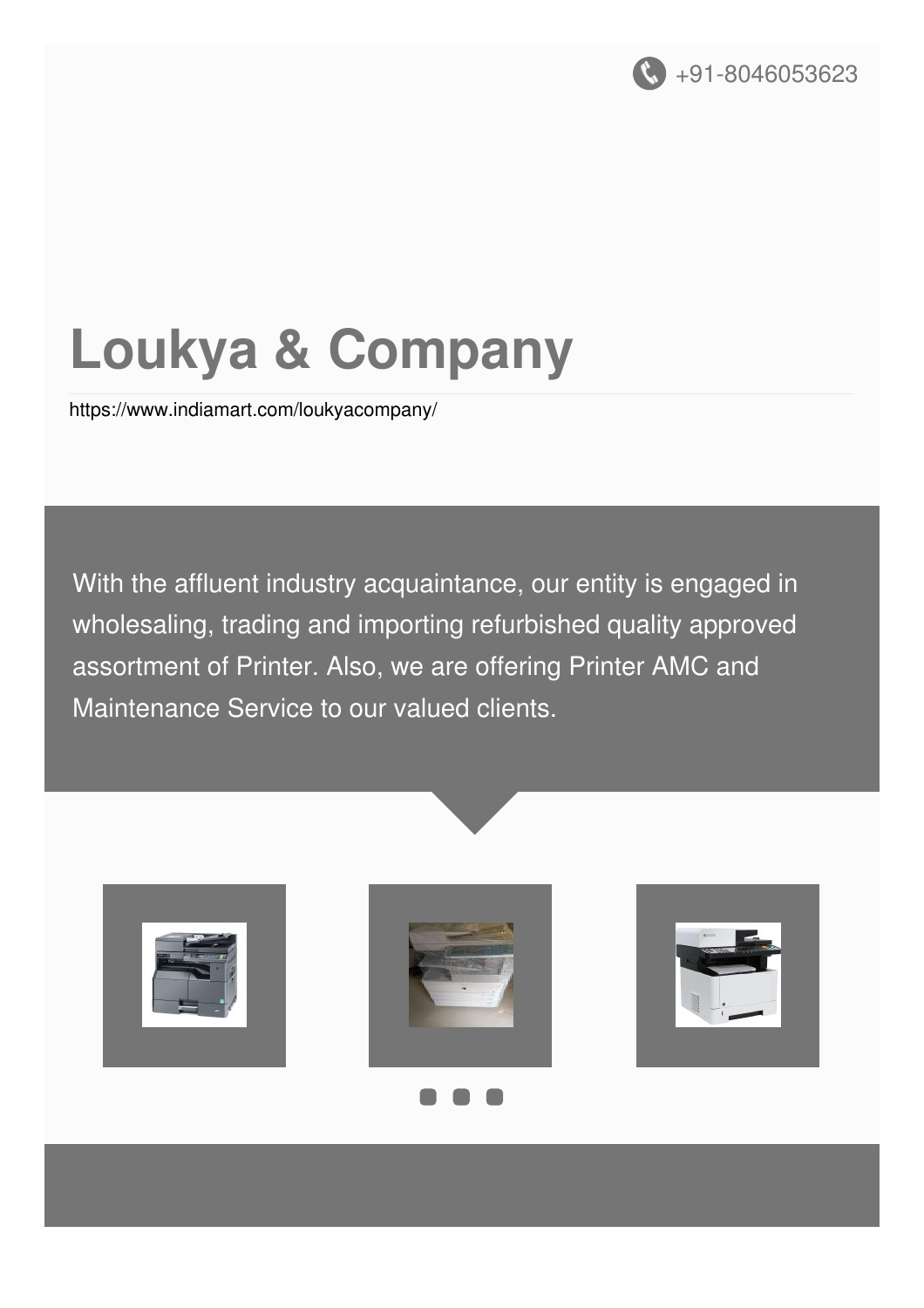+91-8046053623

# Loukya & Company

https://www.indiamart.com/loukyacompany/

With the affluent industry acquaintance, our entity is engaged in wholesaling, trading and importing refurbished quality approved assortment of Printer. Also, we are offering Printer AMC and Maintenance Service to our valued clients.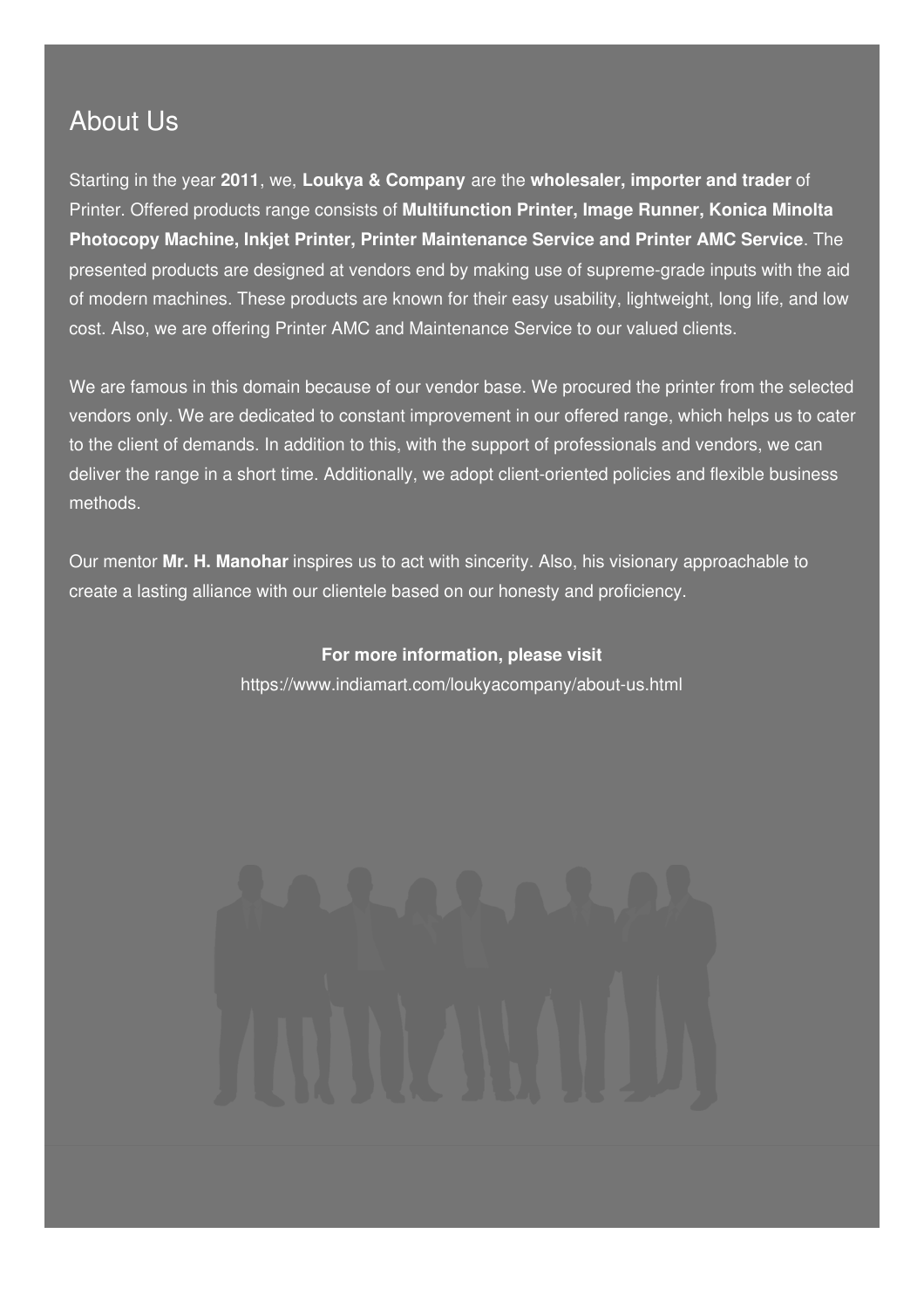## About Us

Starting in the year **2011**, we, **Loukya & Company** are the **wholesaler, importer and trader** of Printer. Offered products range consists of **Multifunction Printer, Image Runner, Konica Minolta Photocopy Machine, Inkjet Printer, Printer Maintenance Service and Printer AMC Service**. The presented products are designed at vendors end by making use of supreme-grade inputs with the aid of modern machines. These products are known for their easy usability, lightweight, long life, and low cost. Also, we are offering Printer AMC and Maintenance Service to our valued clients.

We are famous in this domain because of our vendor base. We procured the printer from the selected vendors only. We are dedicated to constant improvement in our offered range, which helps us to cater to the client of demands. In addition to this, with the support of professionals and vendors, we can deliver the range in a short time. Additionally, we adopt client-oriented policies and flexible business methods.

Our mentor **Mr. H. Manohar** inspires us to act with sincerity. Also, his visionary approachable to create a lasting alliance with our clientele based on our honesty and proficiency.

**For more information, please visit**
https://www.indiamart.com/loukyacompany/about-us.html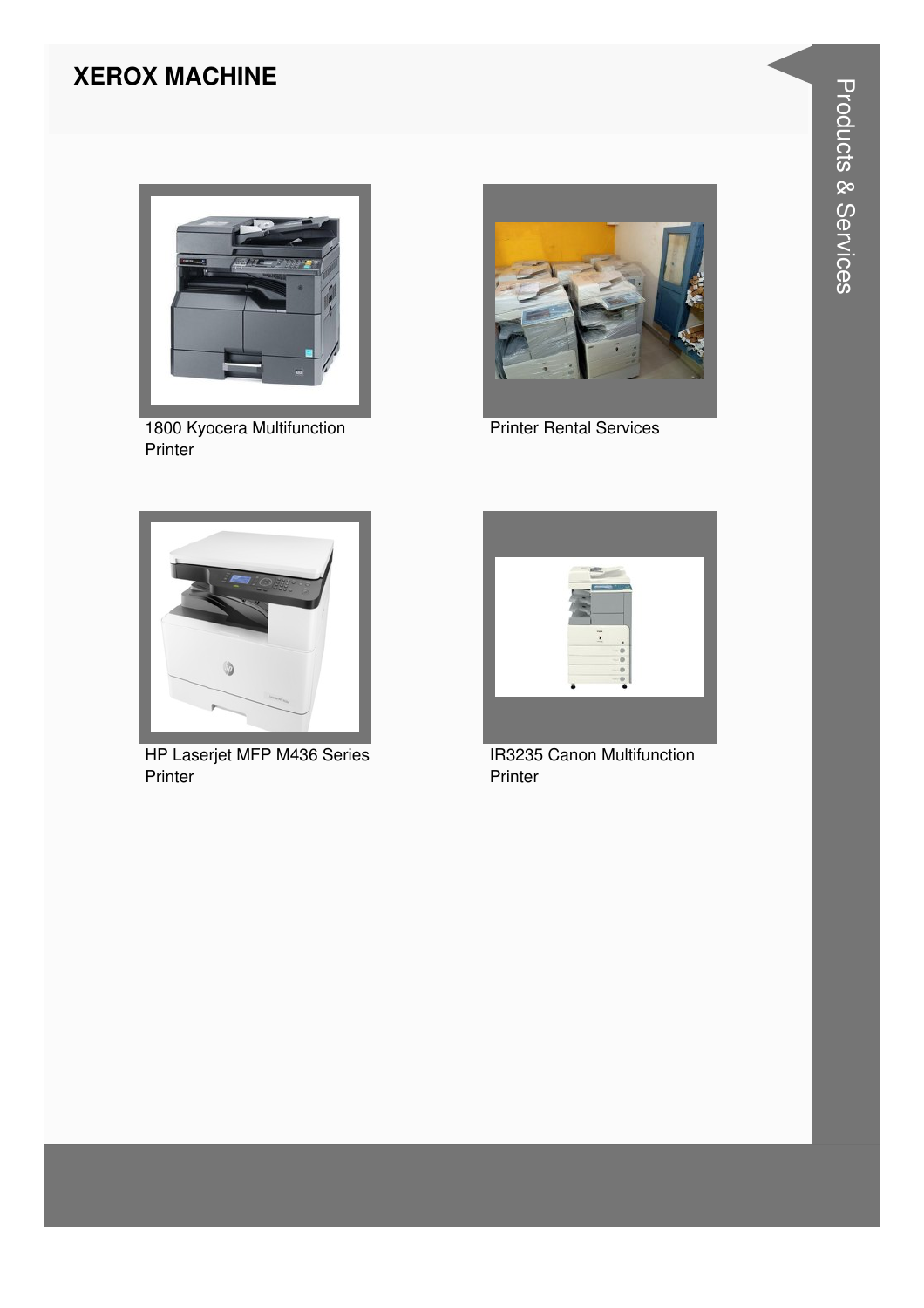# XEROX MACHINE

1800 Kyocera Multifunction Printer

Printer Rental Services

HP Laserjet MFP M436 Series Printer

IR3235 Canon Multifunction Printer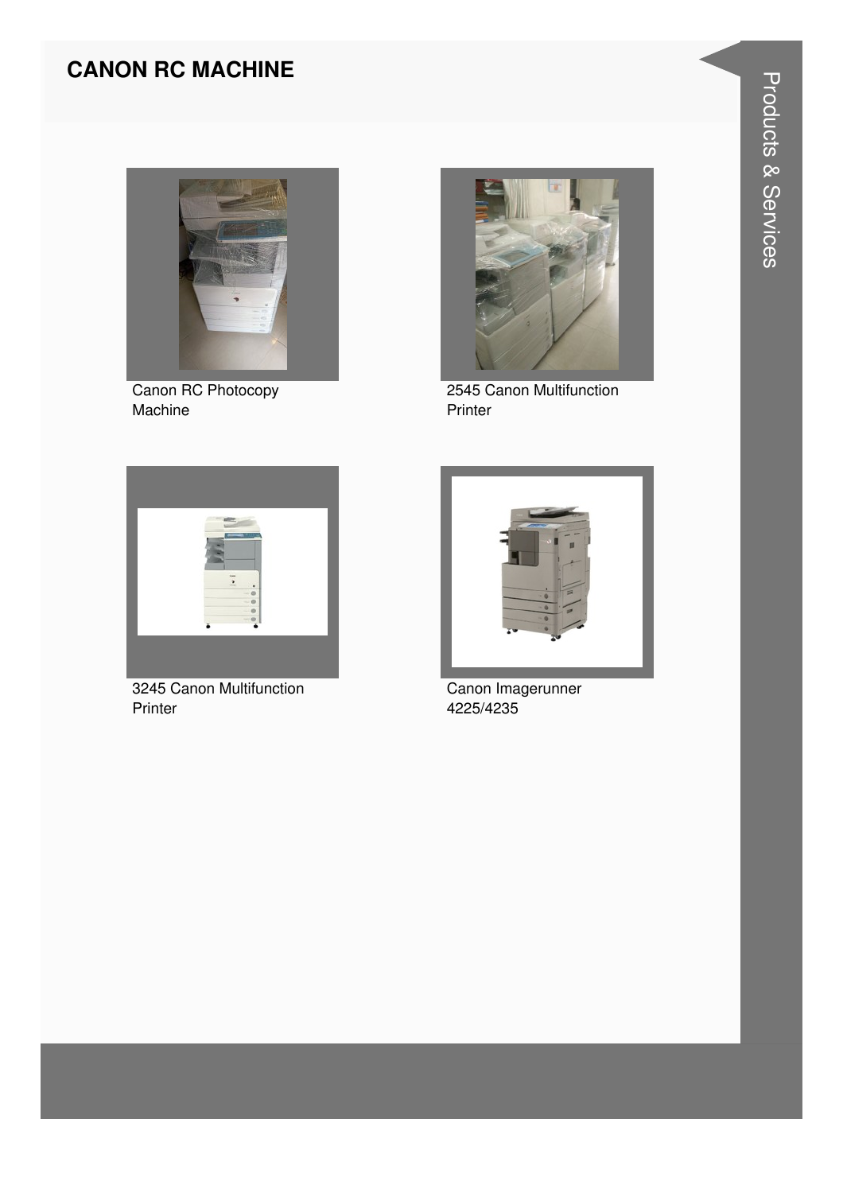# CANON RC MACHINE

Canon RC Photocopy Machine

2545 Canon Multifunction Printer

3245 Canon Multifunction Printer

Canon Imagerunner 4225/4235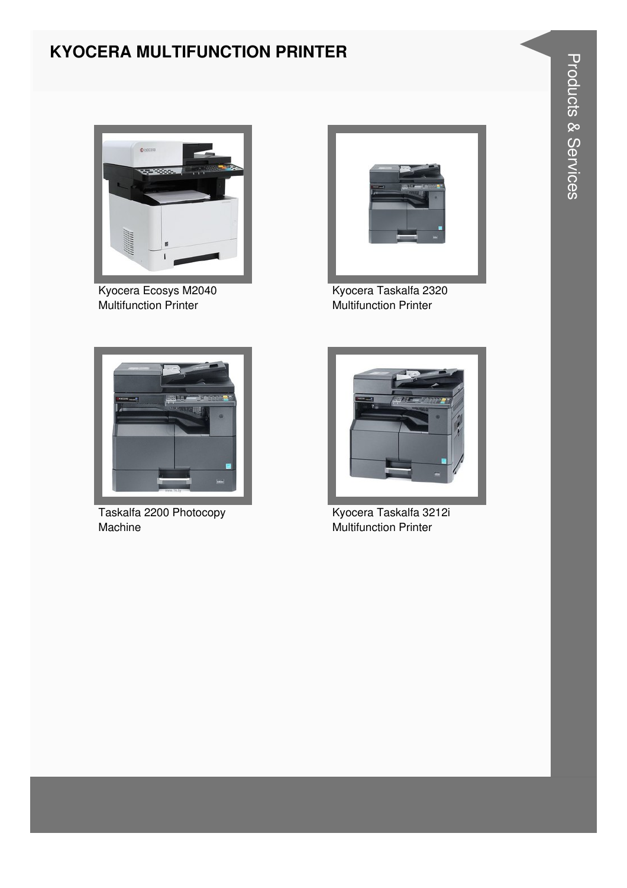# KYOCERA MULTIFUNCTION PRINTER

Kyocera Ecosys M2040 Multifunction Printer

Kyocera Taskalfa 2320 Multifunction Printer

Taskalfa 2200 Photocopy Machine

Kyocera Taskalfa 3212i Multifunction Printer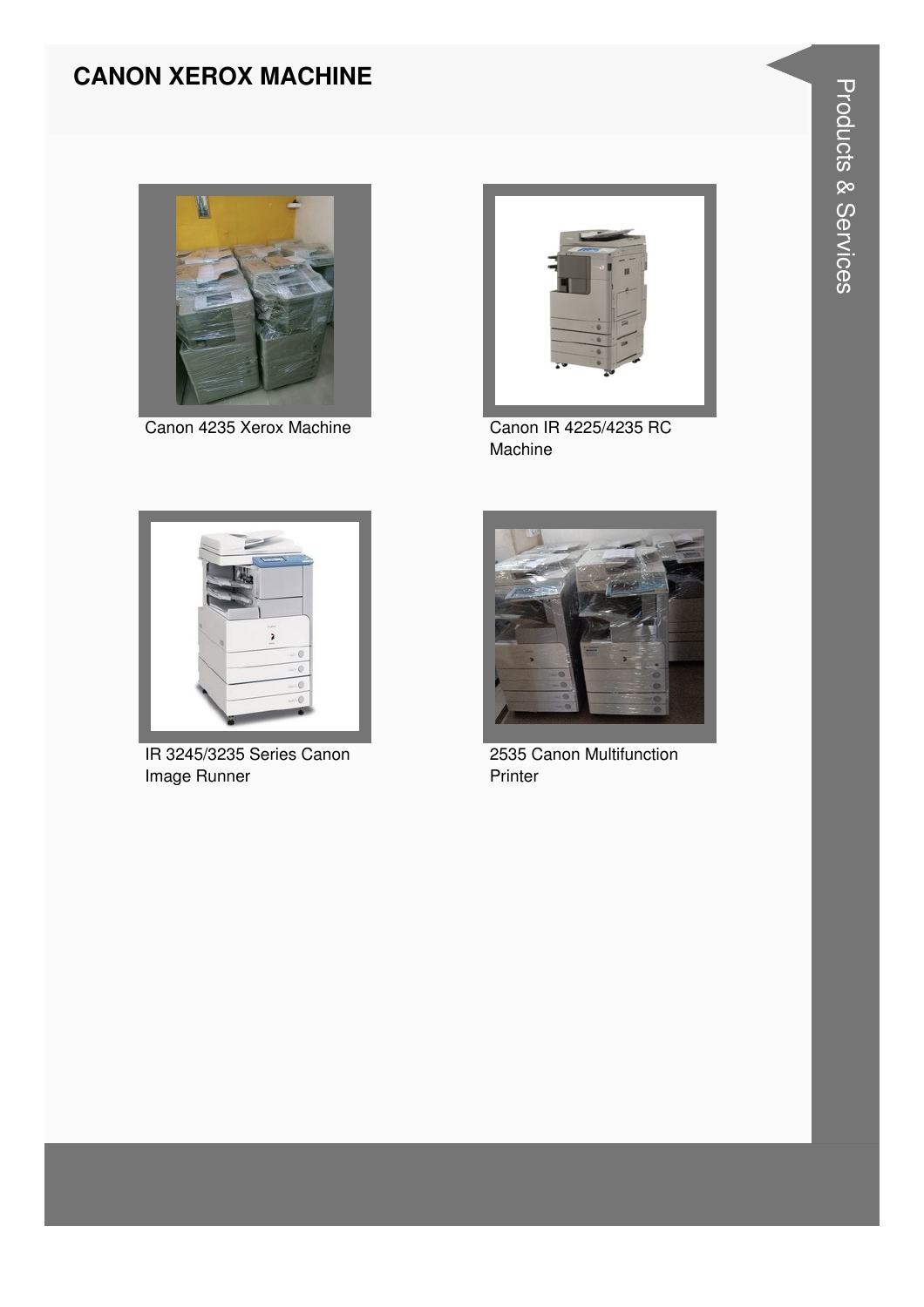# CANON XEROX MACHINE

Canon 4235 Xerox Machine

Canon IR 4225/4235 RC Machine

IR 3245/3235 Series Canon Image Runner

2535 Canon Multifunction Printer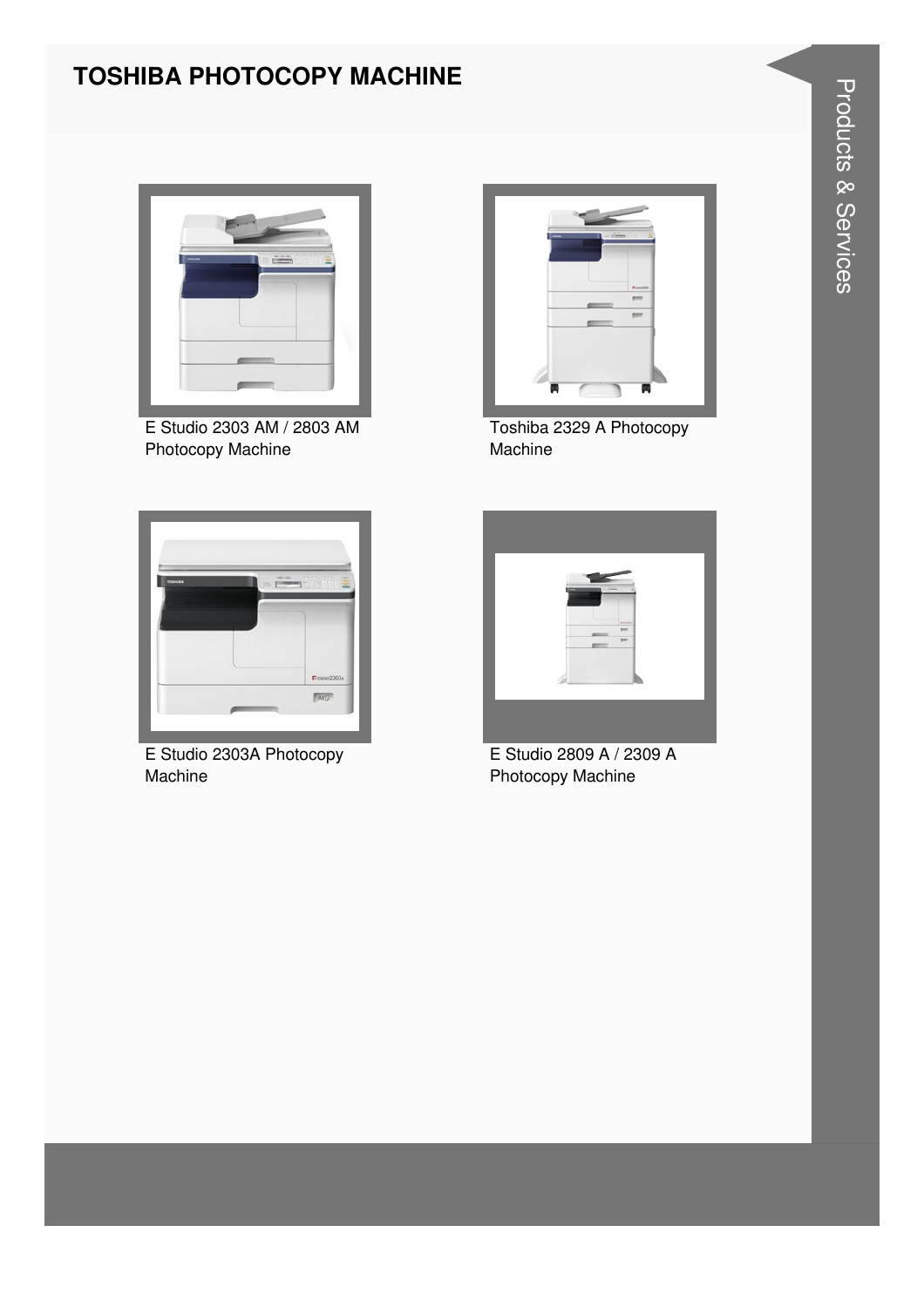# TOSHIBA PHOTOCOPY MACHINE

E Studio 2303 AM / 2803 AM Photocopy Machine

Toshiba 2329 A Photocopy Machine

E Studio 2303A Photocopy Machine

E Studio 2809 A / 2309 A Photocopy Machine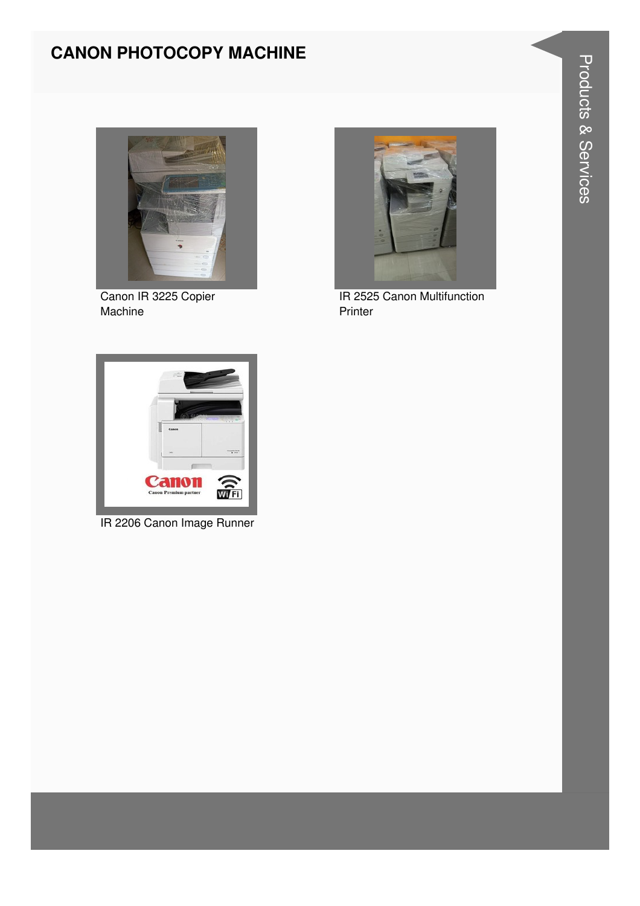# CANON PHOTOCOPY MACHINE

Canon IR 3225 Copier Machine

IR 2525 Canon Multifunction Printer

IR 2206 Canon Image Runner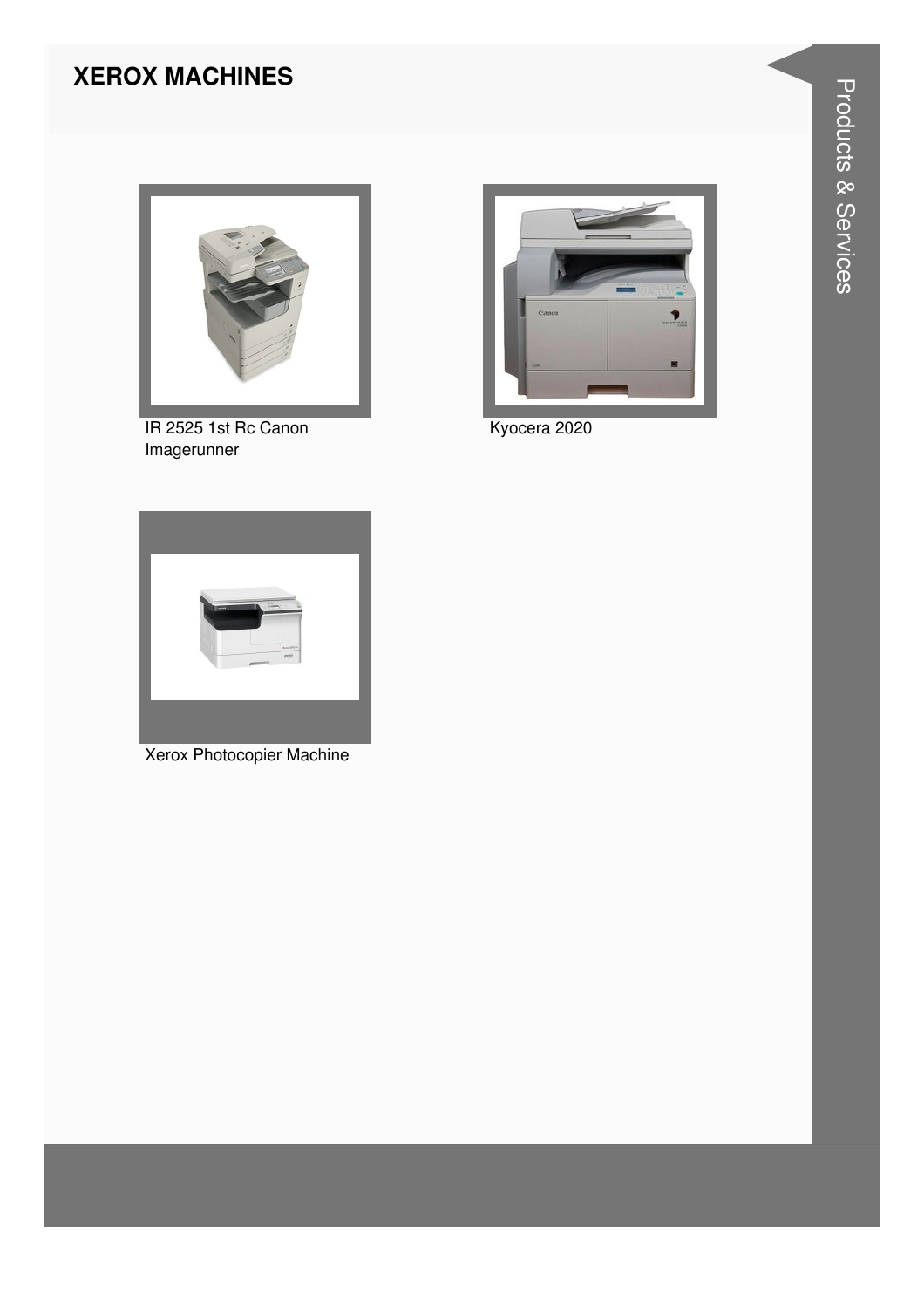# XEROX MACHINES

IR 2525 1st Rc Canon Imagerunner

Kyocera 2020

Xerox Photocopier Machine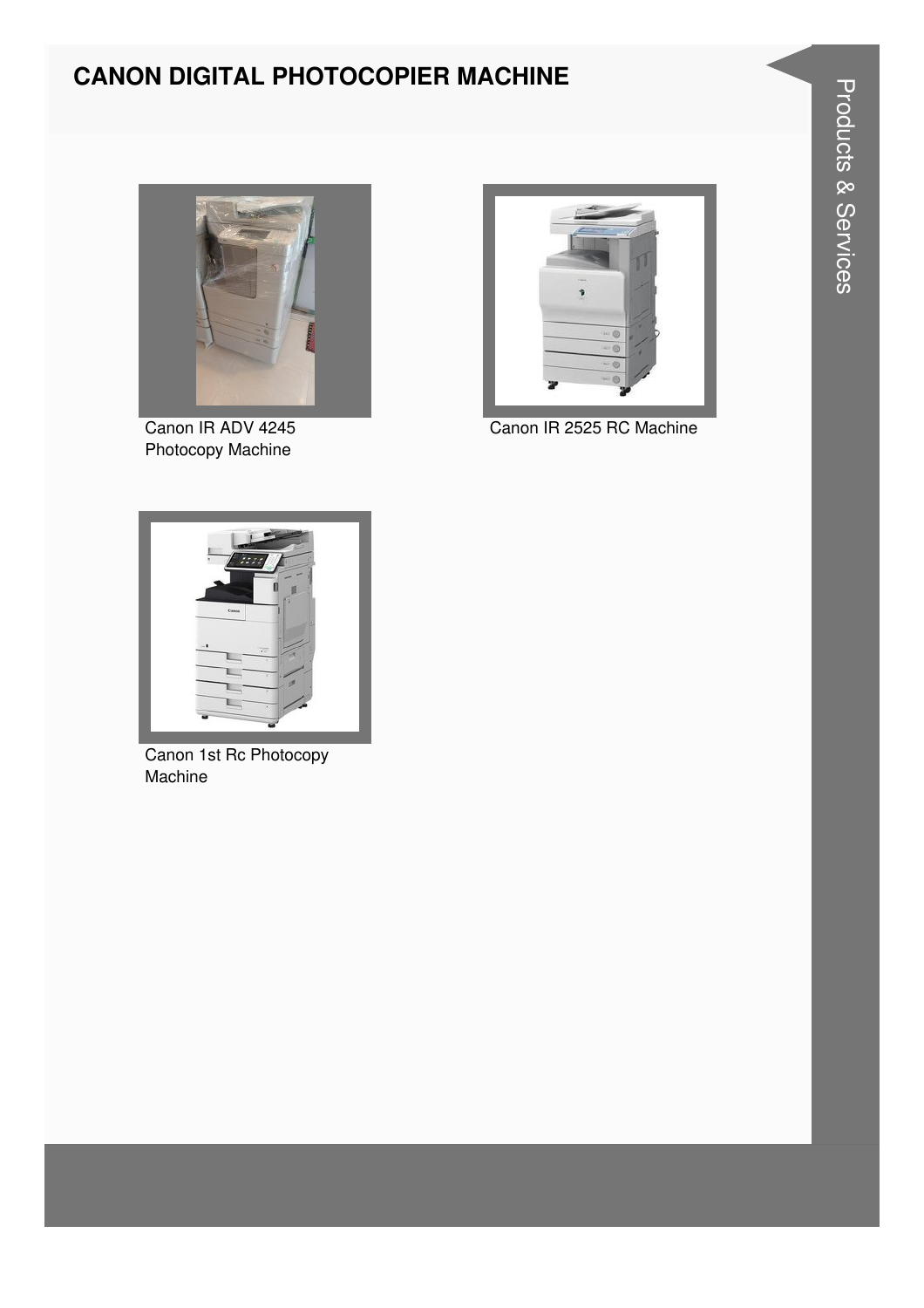# CANON DIGITAL PHOTOCOPIER MACHINE

Canon IR ADV 4245 Photocopy Machine

Canon IR 2525 RC Machine

Canon 1st Rc Photocopy Machine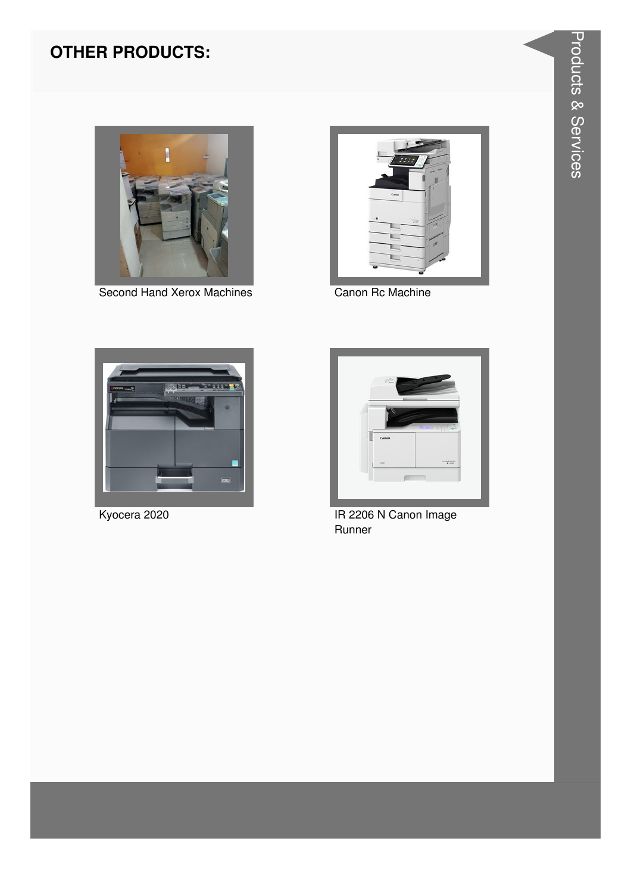## OTHER PRODUCTS:

Second Hand Xerox Machines

Canon Rc Machine

Kyocera 2020

IR 2206 N Canon Image Runner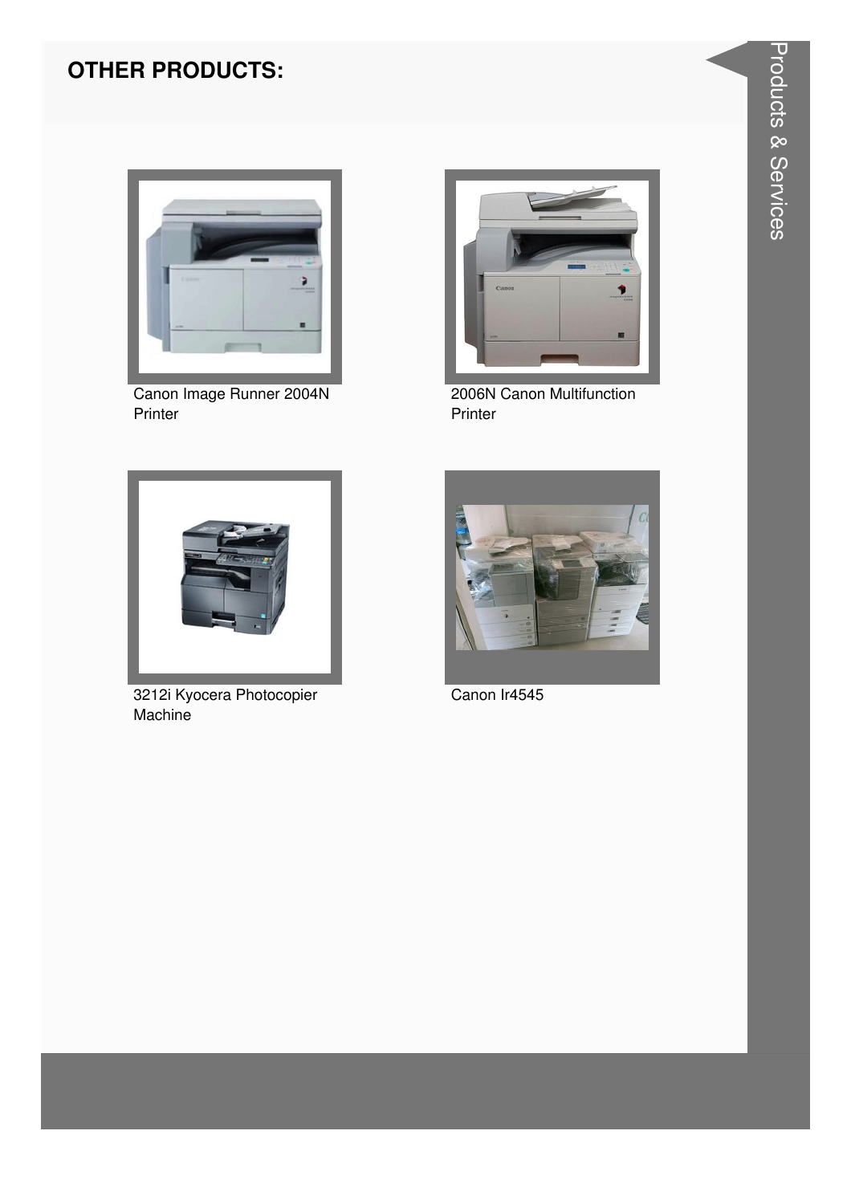## OTHER PRODUCTS:

Canon Image Runner 2004N Printer

2006N Canon Multifunction Printer

3212i Kyocera Photocopier Machine

Canon Ir4545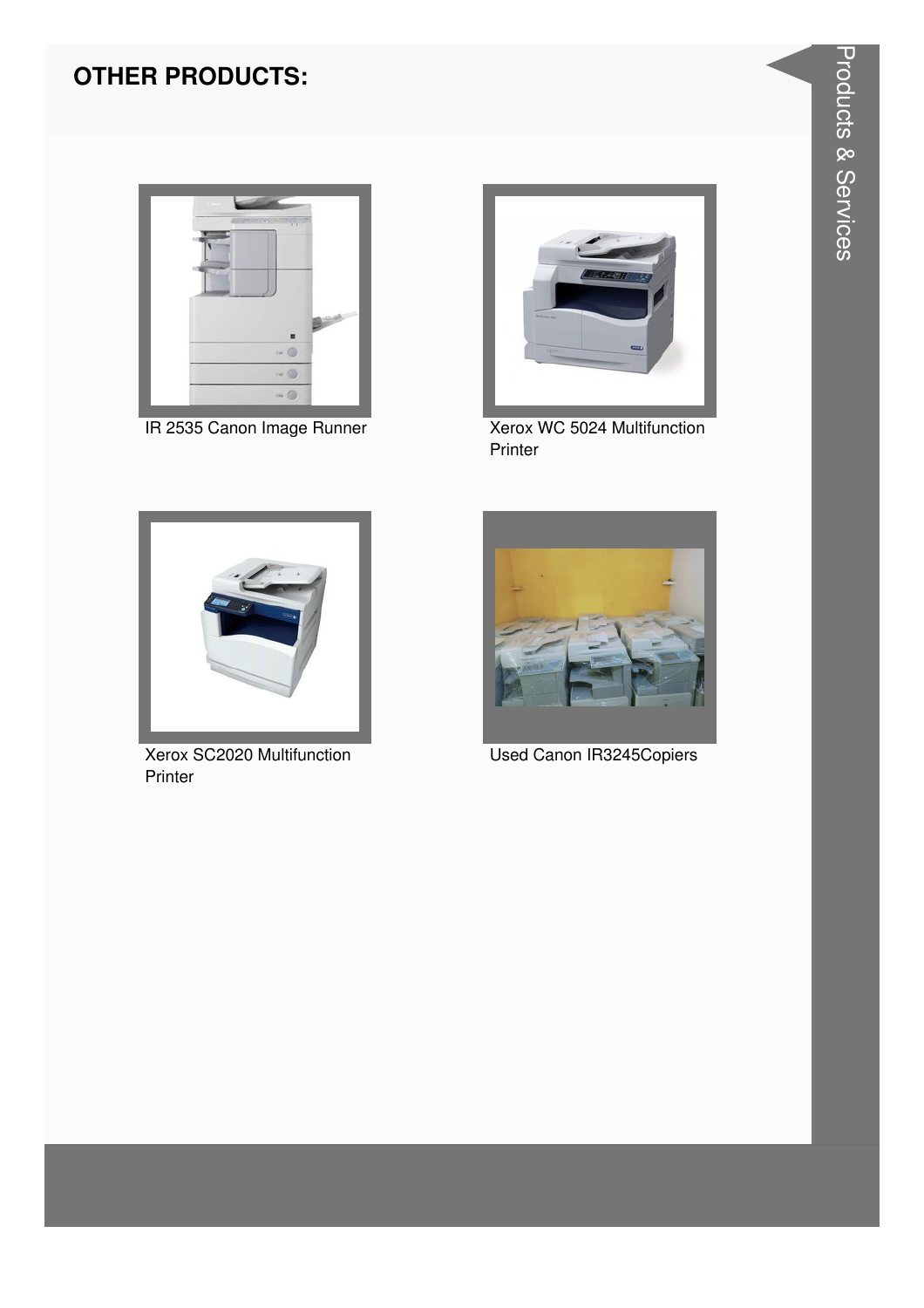## OTHER PRODUCTS:

IR 2535 Canon Image Runner

Xerox WC 5024 Multifunction Printer

Xerox SC2020 Multifunction Printer

Used Canon IR3245Copiers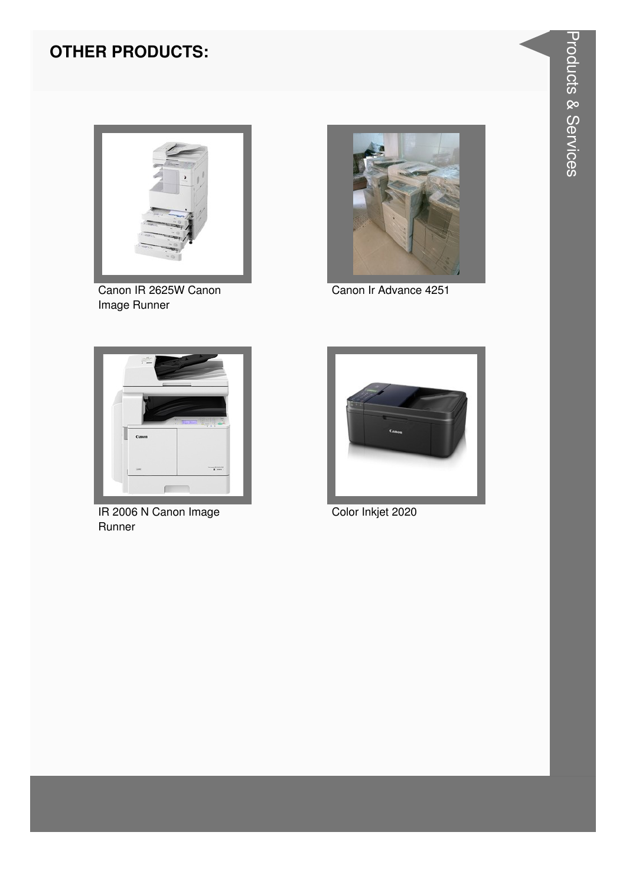## OTHER PRODUCTS:

Canon IR 2625W Canon Image Runner

Canon Ir Advance 4251

IR 2006 N Canon Image Runner

Color Inkjet 2020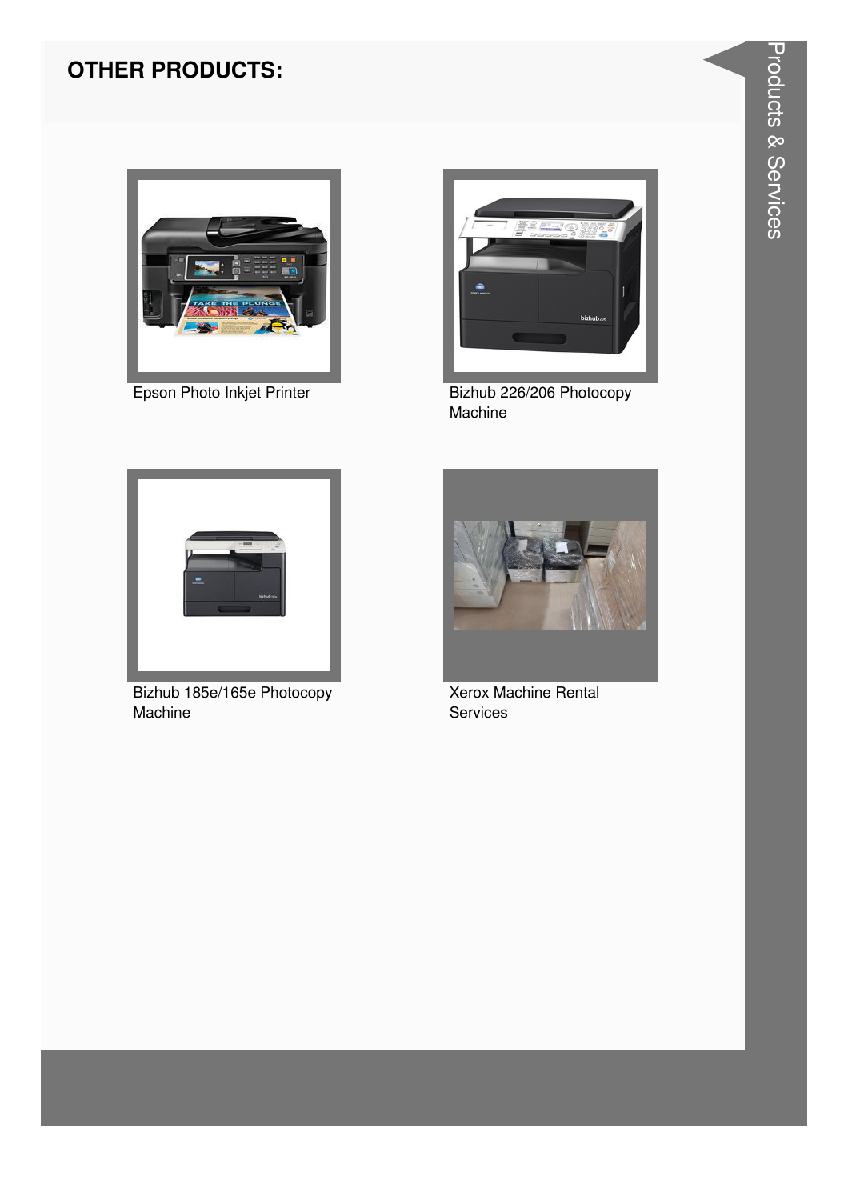## OTHER PRODUCTS:

Epson Photo Inkjet Printer

Bizhub 226/206 Photocopy Machine

Bizhub 185e/165e Photocopy Machine

Xerox Machine Rental Services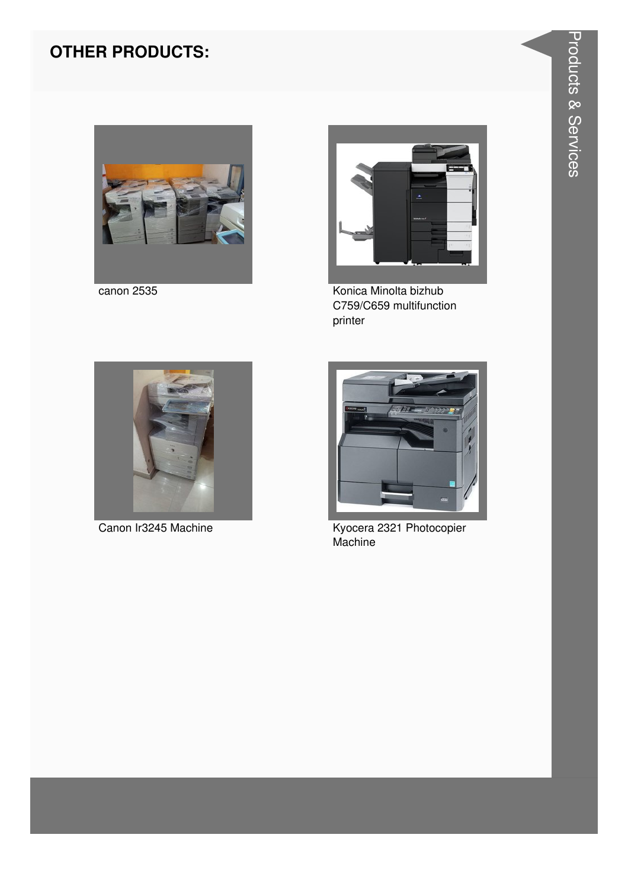## OTHER PRODUCTS:

canon 2535

Konica Minolta bizhub C759/C659 multifunction printer

Canon Ir3245 Machine

Kyocera 2321 Photocopier Machine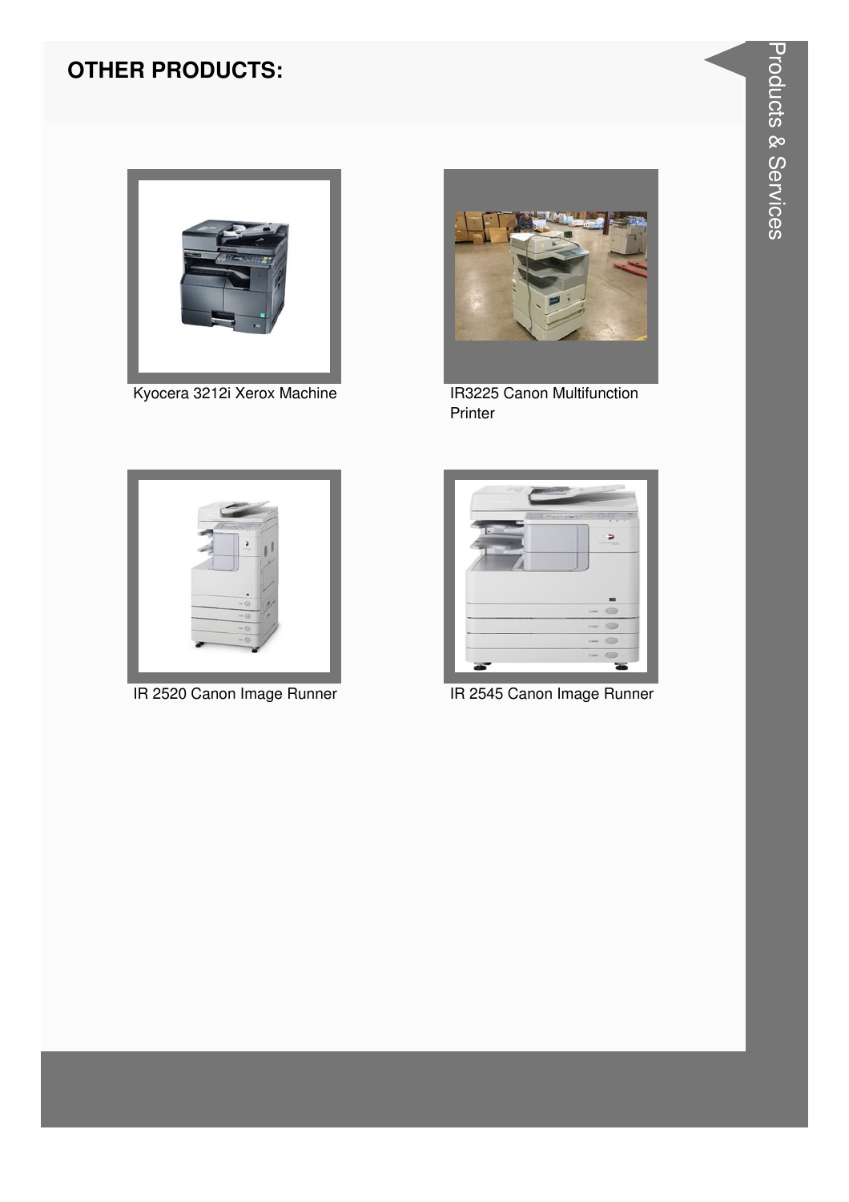## OTHER PRODUCTS:

Kyocera 3212i Xerox Machine

IR3225 Canon Multifunction Printer

IR 2520 Canon Image Runner

IR 2545 Canon Image Runner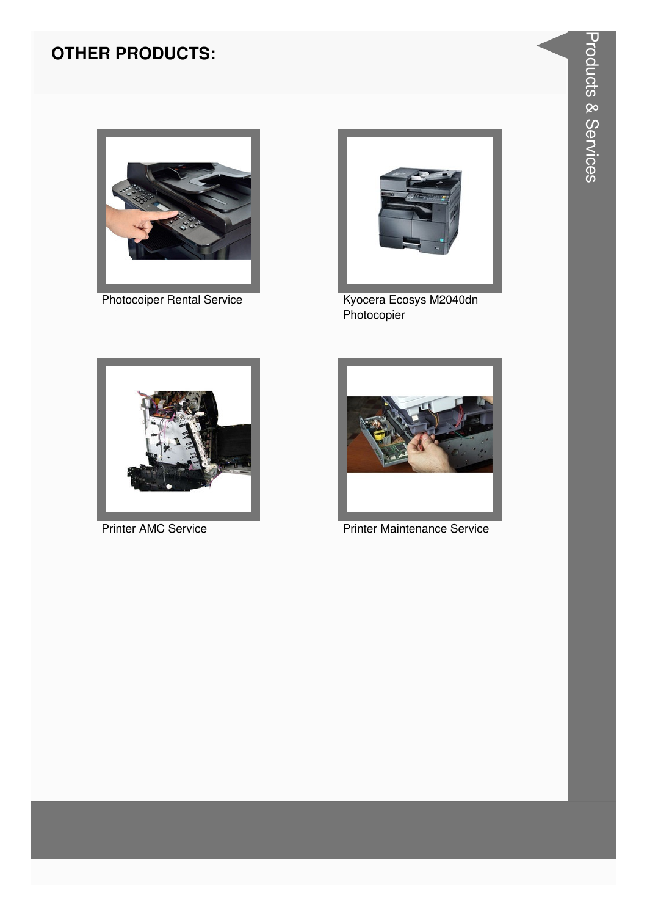## OTHER PRODUCTS:

Photocoiper Rental Service

Kyocera Ecosys M2040dn Photocopier

Printer AMC Service

Printer Maintenance Service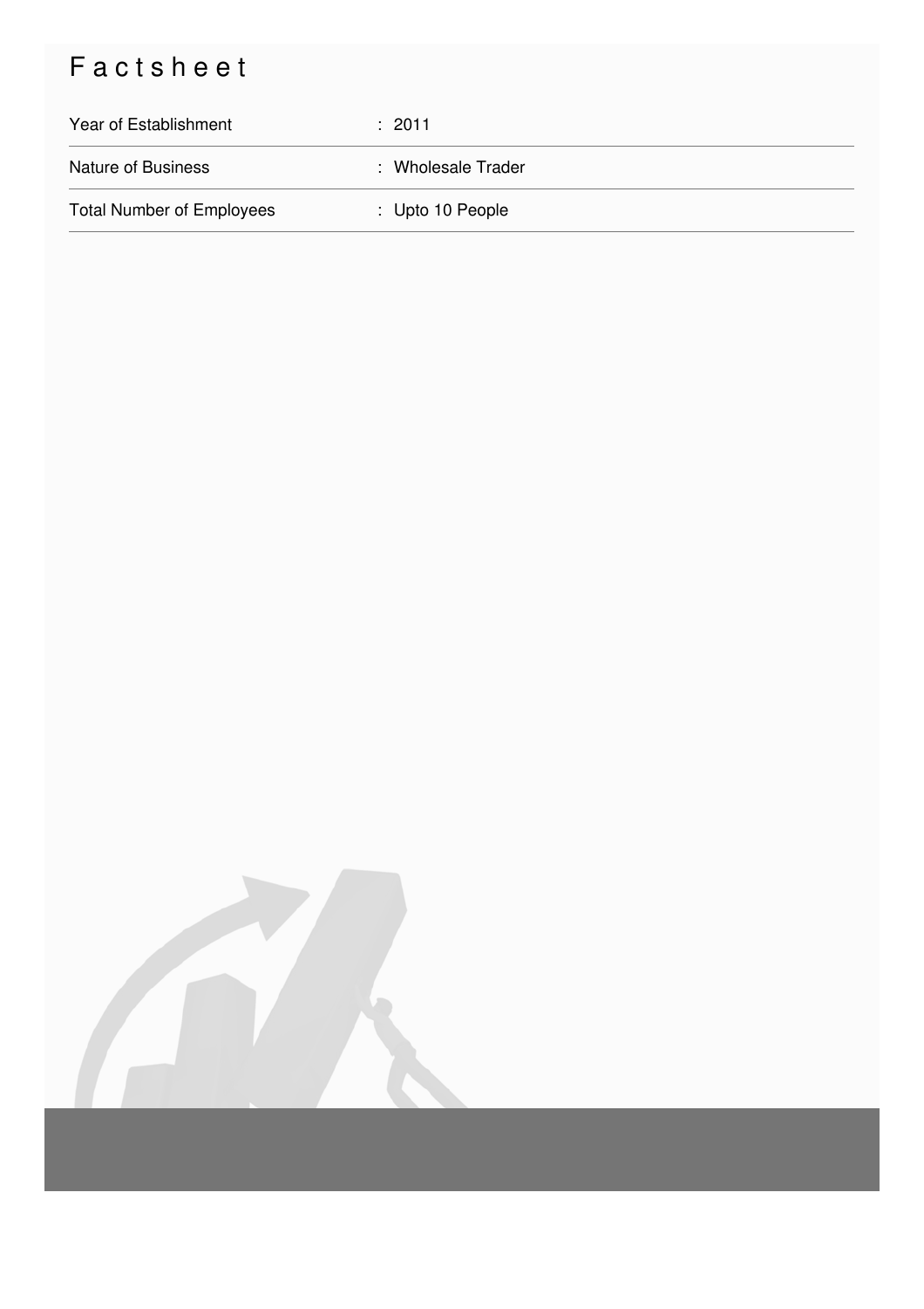# Factsheet

| | |
|---|---|
| Year of Establishment | : 2011 |
| Nature of Business | : Wholesale Trader |
| Total Number of Employees | : Upto 10 People |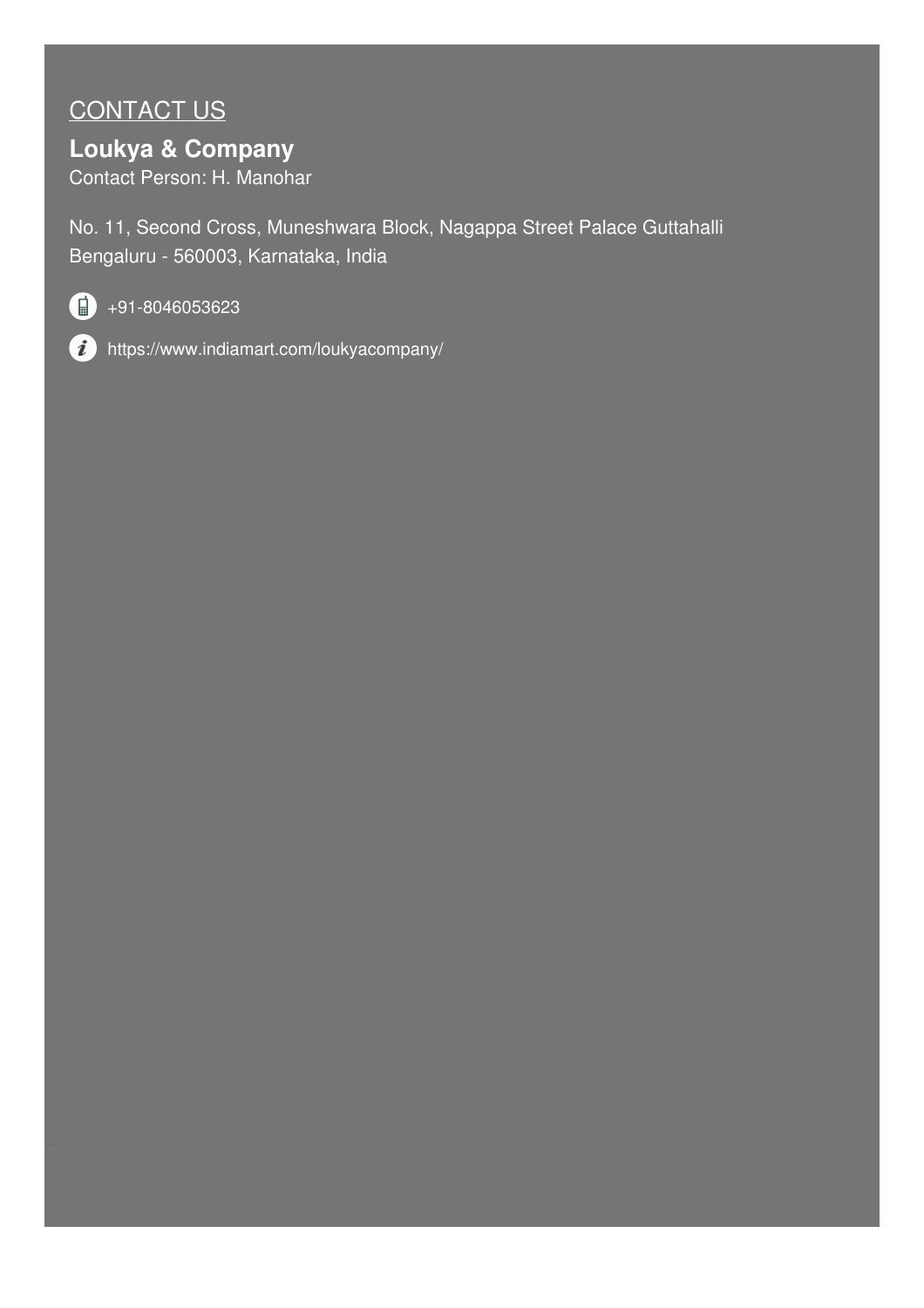## CONTACT US

### Loukya & Company

Contact Person: H. Manohar

No. 11, Second Cross, Muneshwara Block, Nagappa Street Palace Guttahalli
Bengaluru - 560003, Karnataka, India

+91-8046053623

https://www.indiamart.com/loukyacompany/